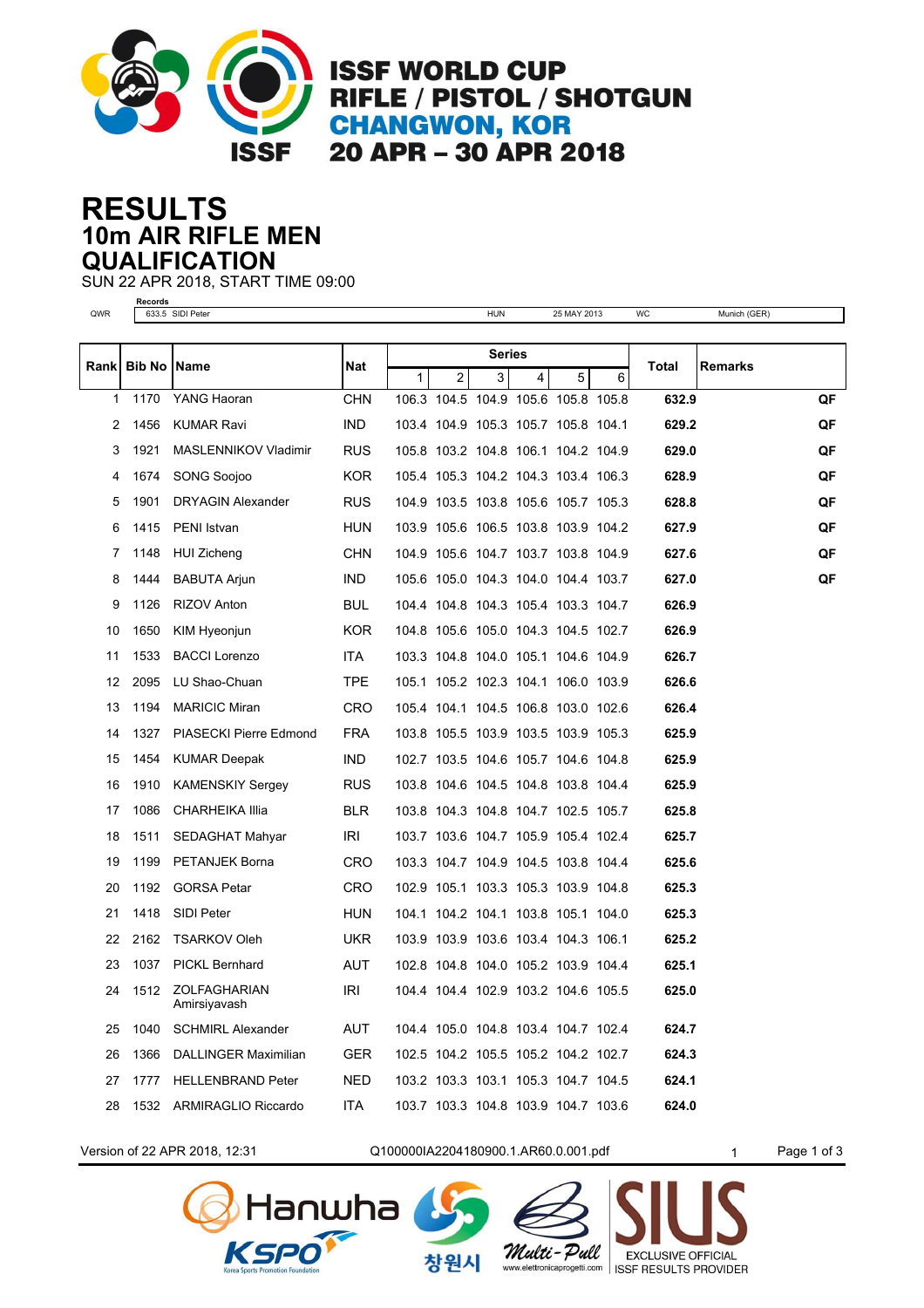# ISSF WORLD CUP
## RIFLE / PISTOL / SHOTGUN
## CHANGWON, KOR
## 20 APR – 30 APR 2018

# RESULTS
## 10m AIR RIFLE MEN
## QUALIFICATION

SUN 22 APR 2018, START TIME 09:00

**Records**

| | | | | | |
|---|---|---|---|---|---|
| QWR | 633.5 SIDI Peter | HUN | 25 MAY 2013 | WC | Munich (GER) |

| Rank | Bib No | Name | Nat | Series | | | | | | Total | Remarks |
|---|---|---|---|---|---|---|---|---|---|---|---|
| | | | | 1 | 2 | 3 | 4 | 5 | 6 | | |
| 1 | 1170 | YANG Haoran | CHN | 106.3 | 104.5 | 104.9 | 105.6 | 105.8 | 105.8 | **632.9** | **QF** |
| 2 | 1456 | KUMAR Ravi | IND | 103.4 | 104.9 | 105.3 | 105.7 | 105.8 | 104.1 | **629.2** | **QF** |
| 3 | 1921 | MASLENNIKOV Vladimir | RUS | 105.8 | 103.2 | 104.8 | 106.1 | 104.2 | 104.9 | **629.0** | **QF** |
| 4 | 1674 | SONG Soojoo | KOR | 105.4 | 105.3 | 104.2 | 104.3 | 103.4 | 106.3 | **628.9** | **QF** |
| 5 | 1901 | DRYAGIN Alexander | RUS | 104.9 | 103.5 | 103.8 | 105.6 | 105.7 | 105.3 | **628.8** | **QF** |
| 6 | 1415 | PENI Istvan | HUN | 103.9 | 105.6 | 106.5 | 103.8 | 103.9 | 104.2 | **627.9** | **QF** |
| 7 | 1148 | HUI Zicheng | CHN | 104.9 | 105.6 | 104.7 | 103.7 | 103.8 | 104.9 | **627.6** | **QF** |
| 8 | 1444 | BABUTA Arjun | IND | 105.6 | 105.0 | 104.3 | 104.0 | 104.4 | 103.7 | **627.0** | **QF** |
| 9 | 1126 | RIZOV Anton | BUL | 104.4 | 104.8 | 104.3 | 105.4 | 103.3 | 104.7 | **626.9** | |
| 10 | 1650 | KIM Hyeonjun | KOR | 104.8 | 105.6 | 105.0 | 104.3 | 104.5 | 102.7 | **626.9** | |
| 11 | 1533 | BACCI Lorenzo | ITA | 103.3 | 104.8 | 104.0 | 105.1 | 104.6 | 104.9 | **626.7** | |
| 12 | 2095 | LU Shao-Chuan | TPE | 105.1 | 105.2 | 102.3 | 104.1 | 106.0 | 103.9 | **626.6** | |
| 13 | 1194 | MARICIC Miran | CRO | 105.4 | 104.1 | 104.5 | 106.8 | 103.0 | 102.6 | **626.4** | |
| 14 | 1327 | PIASECKI Pierre Edmond | FRA | 103.8 | 105.5 | 103.9 | 103.5 | 103.9 | 105.3 | **625.9** | |
| 15 | 1454 | KUMAR Deepak | IND | 102.7 | 103.5 | 104.6 | 105.7 | 104.6 | 104.8 | **625.9** | |
| 16 | 1910 | KAMENSKIY Sergey | RUS | 103.8 | 104.6 | 104.5 | 104.8 | 103.8 | 104.4 | **625.9** | |
| 17 | 1086 | CHARHEIKA Illia | BLR | 103.8 | 104.3 | 104.8 | 104.7 | 102.5 | 105.7 | **625.8** | |
| 18 | 1511 | SEDAGHAT Mahyar | IRI | 103.7 | 103.6 | 104.7 | 105.9 | 105.4 | 102.4 | **625.7** | |
| 19 | 1199 | PETANJEK Borna | CRO | 103.3 | 104.7 | 104.9 | 104.5 | 103.8 | 104.4 | **625.6** | |
| 20 | 1192 | GORSA Petar | CRO | 102.9 | 105.1 | 103.3 | 105.3 | 103.9 | 104.8 | **625.3** | |
| 21 | 1418 | SIDI Peter | HUN | 104.1 | 104.2 | 104.1 | 103.8 | 105.1 | 104.0 | **625.3** | |
| 22 | 2162 | TSARKOV Oleh | UKR | 103.9 | 103.9 | 103.6 | 103.4 | 104.3 | 106.1 | **625.2** | |
| 23 | 1037 | PICKL Bernhard | AUT | 102.8 | 104.8 | 104.0 | 105.2 | 103.9 | 104.4 | **625.1** | |
| 24 | 1512 | ZOLFAGHARIAN Amirsiyavash | IRI | 104.4 | 104.4 | 102.9 | 103.2 | 104.6 | 105.5 | **625.0** | |
| 25 | 1040 | SCHMIRL Alexander | AUT | 104.4 | 105.0 | 104.8 | 103.4 | 104.7 | 102.4 | **624.7** | |
| 26 | 1366 | DALLINGER Maximilian | GER | 102.5 | 104.2 | 105.5 | 105.2 | 104.2 | 102.7 | **624.3** | |
| 27 | 1777 | HELLENBRAND Peter | NED | 103.2 | 103.3 | 103.1 | 105.3 | 104.7 | 104.5 | **624.1** | |
| 28 | 1532 | ARMIRAGLIO Riccardo | ITA | 103.7 | 103.3 | 104.8 | 103.9 | 104.7 | 103.6 | **624.0** | |

Version of 22 APR 2018, 12:31 Q100000IA2204180900.1.AR60.0.001.pdf 1

Hanwha KSPO Korea Sports Promotion Foundation 창원시 Multi-Pull www.elettronicaprogetti.com SIUS EXCLUSIVE OFFICIAL ISSF RESULTS PROVIDER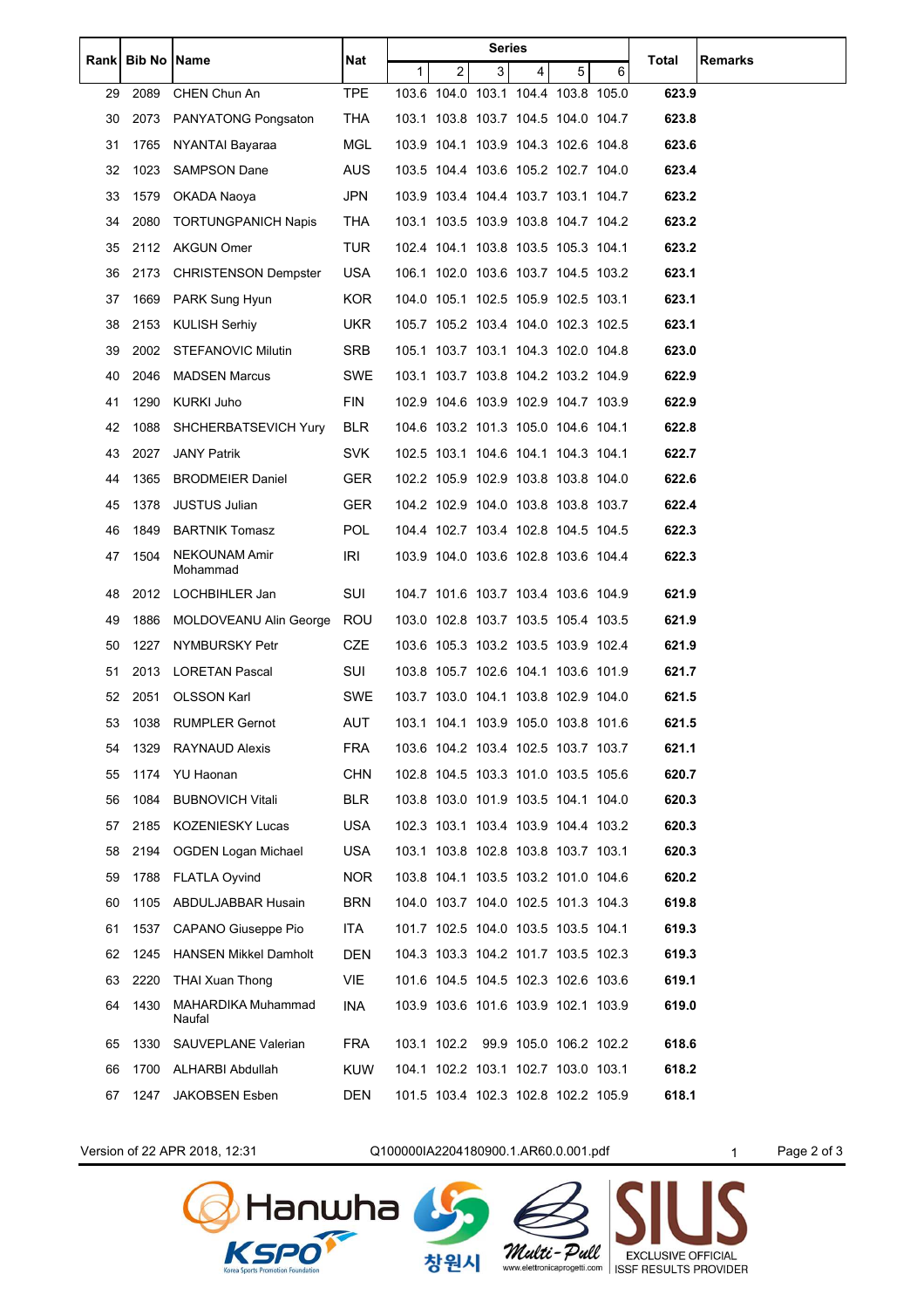| Rank | Bib No | Name | Nat | Series | | | | | | Total | Remarks |
|---|---|---|---|---|---|---|---|---|---|---|---|
| | | | | 1 | 2 | 3 | 4 | 5 | 6 | | |
| 29 | 2089 | CHEN Chun An | TPE | 103.6 | 104.0 | 103.1 | 104.4 | 103.8 | 105.0 | **623.9** | |
| 30 | 2073 | PANYATONG Pongsaton | THA | 103.1 | 103.8 | 103.7 | 104.5 | 104.0 | 104.7 | **623.8** | |
| 31 | 1765 | NYANTAI Bayaraa | MGL | 103.9 | 104.1 | 103.9 | 104.3 | 102.6 | 104.8 | **623.6** | |
| 32 | 1023 | SAMPSON Dane | AUS | 103.5 | 104.4 | 103.6 | 105.2 | 102.7 | 104.0 | **623.4** | |
| 33 | 1579 | OKADA Naoya | JPN | 103.9 | 103.4 | 104.4 | 103.7 | 103.1 | 104.7 | **623.2** | |
| 34 | 2080 | TORTUNGPANICH Napis | THA | 103.1 | 103.5 | 103.9 | 103.8 | 104.7 | 104.2 | **623.2** | |
| 35 | 2112 | AKGUN Omer | TUR | 102.4 | 104.1 | 103.8 | 103.5 | 105.3 | 104.1 | **623.2** | |
| 36 | 2173 | CHRISTENSON Dempster | USA | 106.1 | 102.0 | 103.6 | 103.7 | 104.5 | 103.2 | **623.1** | |
| 37 | 1669 | PARK Sung Hyun | KOR | 104.0 | 105.1 | 102.5 | 105.9 | 102.5 | 103.1 | **623.1** | |
| 38 | 2153 | KULISH Serhiy | UKR | 105.7 | 105.2 | 103.4 | 104.0 | 102.3 | 102.5 | **623.1** | |
| 39 | 2002 | STEFANOVIC Milutin | SRB | 105.1 | 103.7 | 103.1 | 104.3 | 102.0 | 104.8 | **623.0** | |
| 40 | 2046 | MADSEN Marcus | SWE | 103.1 | 103.7 | 103.8 | 104.2 | 103.2 | 104.9 | **622.9** | |
| 41 | 1290 | KURKI Juho | FIN | 102.9 | 104.6 | 103.9 | 102.9 | 104.7 | 103.9 | **622.9** | |
| 42 | 1088 | SHCHERBATSEVICH Yury | BLR | 104.6 | 103.2 | 101.3 | 105.0 | 104.6 | 104.1 | **622.8** | |
| 43 | 2027 | JANY Patrik | SVK | 102.5 | 103.1 | 104.6 | 104.1 | 104.3 | 104.1 | **622.7** | |
| 44 | 1365 | BRODMEIER Daniel | GER | 102.2 | 105.9 | 102.9 | 103.8 | 103.8 | 104.0 | **622.6** | |
| 45 | 1378 | JUSTUS Julian | GER | 104.2 | 102.9 | 104.0 | 103.8 | 103.8 | 103.7 | **622.4** | |
| 46 | 1849 | BARTNIK Tomasz | POL | 104.4 | 102.7 | 103.4 | 102.8 | 104.5 | 104.5 | **622.3** | |
| 47 | 1504 | NEKOUNAM Amir Mohammad | IRI | 103.9 | 104.0 | 103.6 | 102.8 | 103.6 | 104.4 | **622.3** | |
| 48 | 2012 | LOCHBIHLER Jan | SUI | 104.7 | 101.6 | 103.7 | 103.4 | 103.6 | 104.9 | **621.9** | |
| 49 | 1886 | MOLDOVEANU Alin George | ROU | 103.0 | 102.8 | 103.7 | 103.5 | 105.4 | 103.5 | **621.9** | |
| 50 | 1227 | NYMBURSKY Petr | CZE | 103.6 | 105.3 | 103.2 | 103.5 | 103.9 | 102.4 | **621.9** | |
| 51 | 2013 | LORETAN Pascal | SUI | 103.8 | 105.7 | 102.6 | 104.1 | 103.6 | 101.9 | **621.7** | |
| 52 | 2051 | OLSSON Karl | SWE | 103.7 | 103.0 | 104.1 | 103.8 | 102.9 | 104.0 | **621.5** | |
| 53 | 1038 | RUMPLER Gernot | AUT | 103.1 | 104.1 | 103.9 | 105.0 | 103.8 | 101.6 | **621.5** | |
| 54 | 1329 | RAYNAUD Alexis | FRA | 103.6 | 104.2 | 103.4 | 102.5 | 103.7 | 103.7 | **621.1** | |
| 55 | 1174 | YU Haonan | CHN | 102.8 | 104.5 | 103.3 | 101.0 | 103.5 | 105.6 | **620.7** | |
| 56 | 1084 | BUBNOVICH Vitali | BLR | 103.8 | 103.0 | 101.9 | 103.5 | 104.1 | 104.0 | **620.3** | |
| 57 | 2185 | KOZENIESKY Lucas | USA | 102.3 | 103.1 | 103.4 | 103.9 | 104.4 | 103.2 | **620.3** | |
| 58 | 2194 | OGDEN Logan Michael | USA | 103.1 | 103.8 | 102.8 | 103.8 | 103.7 | 103.1 | **620.3** | |
| 59 | 1788 | FLATLA Oyvind | NOR | 103.8 | 104.1 | 103.5 | 103.2 | 101.0 | 104.6 | **620.2** | |
| 60 | 1105 | ABDULJABBAR Husain | BRN | 104.0 | 103.7 | 104.0 | 102.5 | 101.3 | 104.3 | **619.8** | |
| 61 | 1537 | CAPANO Giuseppe Pio | ITA | 101.7 | 102.5 | 104.0 | 103.5 | 103.5 | 104.1 | **619.3** | |
| 62 | 1245 | HANSEN Mikkel Damholt | DEN | 104.3 | 103.3 | 104.2 | 101.7 | 103.5 | 102.3 | **619.3** | |
| 63 | 2220 | THAI Xuan Thong | VIE | 101.6 | 104.5 | 104.5 | 102.3 | 102.6 | 103.6 | **619.1** | |
| 64 | 1430 | MAHARDIKA Muhammad Naufal | INA | 103.9 | 103.6 | 101.6 | 103.9 | 102.1 | 103.9 | **619.0** | |
| 65 | 1330 | SAUVEPLANE Valerian | FRA | 103.1 | 102.2 | 99.9 | 105.0 | 106.2 | 102.2 | **618.6** | |
| 66 | 1700 | ALHARBI Abdullah | KUW | 104.1 | 102.2 | 103.1 | 102.7 | 103.0 | 103.1 | **618.2** | |
| 67 | 1247 | JAKOBSEN Esben | DEN | 101.5 | 103.4 | 102.3 | 102.8 | 102.2 | 105.9 | **618.1** | |

Version of 22 APR 2018, 12:31 Q100000IA2204180900.1.AR60.0.001.pdf 1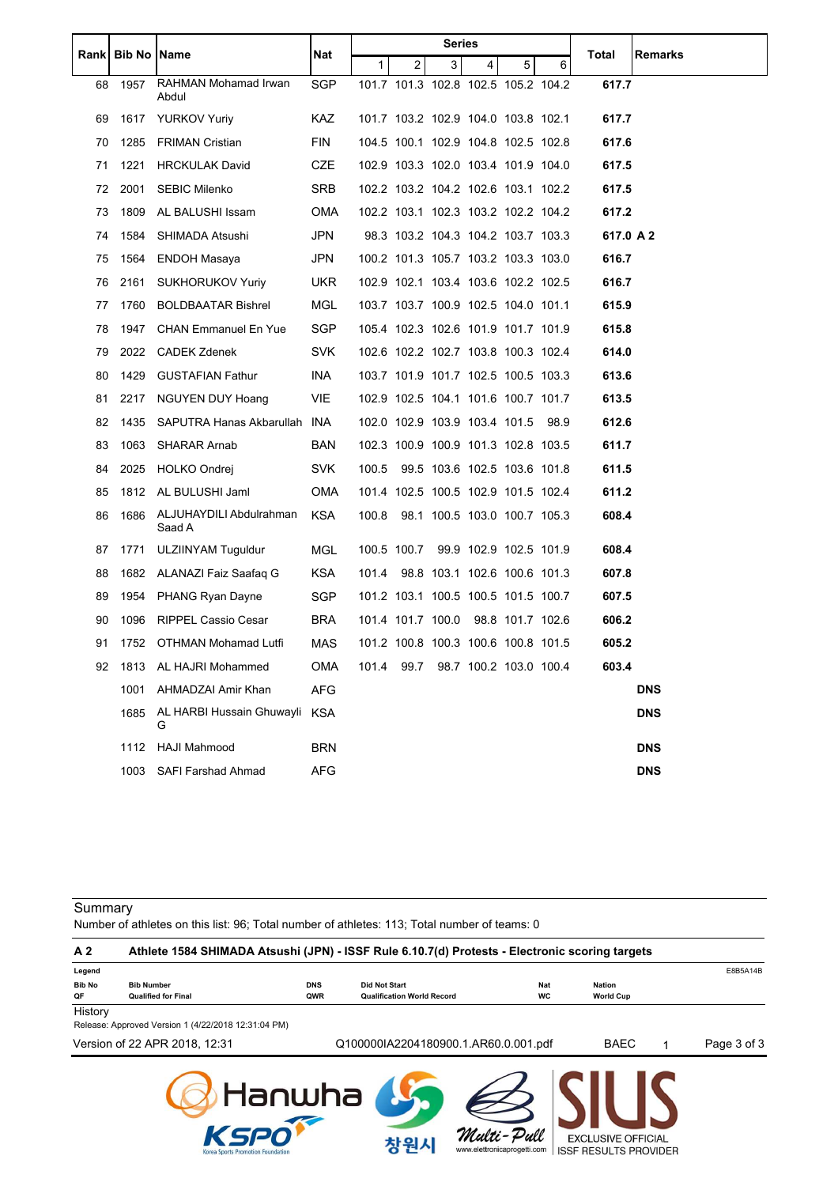| Rank | Bib No | Name | Nat | Series | | | | | | Total | Remarks |
|---|---|---|---|---|---|---|---|---|---|---|---|
| | | | | 1 | 2 | 3 | 4 | 5 | 6 | | |
| 68 | 1957 | RAHMAN Mohamad Irwan Abdul | SGP | 101.7 | 101.3 | 102.8 | 102.5 | 105.2 | 104.2 | **617.7** | |
| 69 | 1617 | YURKOV Yuriy | KAZ | 101.7 | 103.2 | 102.9 | 104.0 | 103.8 | 102.1 | **617.7** | |
| 70 | 1285 | FRIMAN Cristian | FIN | 104.5 | 100.1 | 102.9 | 104.8 | 102.5 | 102.8 | **617.6** | |
| 71 | 1221 | HRCKULAK David | CZE | 102.9 | 103.3 | 102.0 | 103.4 | 101.9 | 104.0 | **617.5** | |
| 72 | 2001 | SEBIC Milenko | SRB | 102.2 | 103.2 | 104.2 | 102.6 | 103.1 | 102.2 | **617.5** | |
| 73 | 1809 | AL BALUSHI Issam | OMA | 102.2 | 103.1 | 102.3 | 103.2 | 102.2 | 104.2 | **617.2** | |
| 74 | 1584 | SHIMADA Atsushi | JPN | 98.3 | 103.2 | 104.3 | 104.2 | 103.7 | 103.3 | **617.0** | **A 2** |
| 75 | 1564 | ENDOH Masaya | JPN | 100.2 | 101.3 | 105.7 | 103.2 | 103.3 | 103.0 | **616.7** | |
| 76 | 2161 | SUKHORUKOV Yuriy | UKR | 102.9 | 102.1 | 103.4 | 103.6 | 102.2 | 102.5 | **616.7** | |
| 77 | 1760 | BOLDBAATAR Bishrel | MGL | 103.7 | 103.7 | 100.9 | 102.5 | 104.0 | 101.1 | **615.9** | |
| 78 | 1947 | CHAN Emmanuel En Yue | SGP | 105.4 | 102.3 | 102.6 | 101.9 | 101.7 | 101.9 | **615.8** | |
| 79 | 2022 | CADEK Zdenek | SVK | 102.6 | 102.2 | 102.7 | 103.8 | 100.3 | 102.4 | **614.0** | |
| 80 | 1429 | GUSTAFIAN Fathur | INA | 103.7 | 101.9 | 101.7 | 102.5 | 100.5 | 103.3 | **613.6** | |
| 81 | 2217 | NGUYEN DUY Hoang | VIE | 102.9 | 102.5 | 104.1 | 101.6 | 100.7 | 101.7 | **613.5** | |
| 82 | 1435 | SAPUTRA Hanas Akbarullah | INA | 102.0 | 102.9 | 103.9 | 103.4 | 101.5 | 98.9 | **612.6** | |
| 83 | 1063 | SHARAR Arnab | BAN | 102.3 | 100.9 | 100.9 | 101.3 | 102.8 | 103.5 | **611.7** | |
| 84 | 2025 | HOLKO Ondrej | SVK | 100.5 | 99.5 | 103.6 | 102.5 | 103.6 | 101.8 | **611.5** | |
| 85 | 1812 | AL BULUSHI Jaml | OMA | 101.4 | 102.5 | 100.5 | 102.9 | 101.5 | 102.4 | **611.2** | |
| 86 | 1686 | ALJUHAYDILI Abdulrahman Saad A | KSA | 100.8 | 98.1 | 100.5 | 103.0 | 100.7 | 105.3 | **608.4** | |
| 87 | 1771 | ULZIINYAM Tuguldur | MGL | 100.5 | 100.7 | 99.9 | 102.9 | 102.5 | 101.9 | **608.4** | |
| 88 | 1682 | ALANAZI Faiz Saafaq G | KSA | 101.4 | 98.8 | 103.1 | 102.6 | 100.6 | 101.3 | **607.8** | |
| 89 | 1954 | PHANG Ryan Dayne | SGP | 101.2 | 103.1 | 100.5 | 100.5 | 101.5 | 100.7 | **607.5** | |
| 90 | 1096 | RIPPEL Cassio Cesar | BRA | 101.4 | 101.7 | 100.0 | 98.8 | 101.7 | 102.6 | **606.2** | |
| 91 | 1752 | OTHMAN Mohamad Lutfi | MAS | 101.2 | 100.8 | 100.3 | 100.6 | 100.8 | 101.5 | **605.2** | |
| 92 | 1813 | AL HAJRI Mohammed | OMA | 101.4 | 99.7 | 98.7 | 100.2 | 103.0 | 100.4 | **603.4** | |
| | 1001 | AHMADZAI Amir Khan | AFG | | | | | | | | **DNS** |
| | 1685 | AL HARBI Hussain Ghuwayli G | KSA | | | | | | | | **DNS** |
| | 1112 | HAJI Mahmood | BRN | | | | | | | | **DNS** |
| | 1003 | SAFI Farshad Ahmad | AFG | | | | | | | | **DNS** |

Summary

Number of athletes on this list: 96; Total number of athletes: 113; Total number of teams: 0

**A 2** — **Athlete 1584 SHIMADA Atsushi (JPN) - ISSF Rule 6.10.7(d) Protests - Electronic scoring targets**

Legend

| | | | | | |
|---|---|---|---|---|---|
| Bib No | Bib Number | DNS | Did Not Start | Nat | Nation |
| QF | Qualified for Final | QWR | Qualification World Record | WC | World Cup |

E8B5A14B

History

Release: Approved Version 1 (4/22/2018 12:31:04 PM)

Version of 22 APR 2018, 12:31 — Q100000IA2204180900.1.AR60.0.001.pdf — BAEC 1

Hanwha KSPO Korea Sports Promotion Foundation — 창원시 — Multi-Pull www.elettronicaprogetti.com — SIUS EXCLUSIVE OFFICIAL ISSF RESULTS PROVIDER